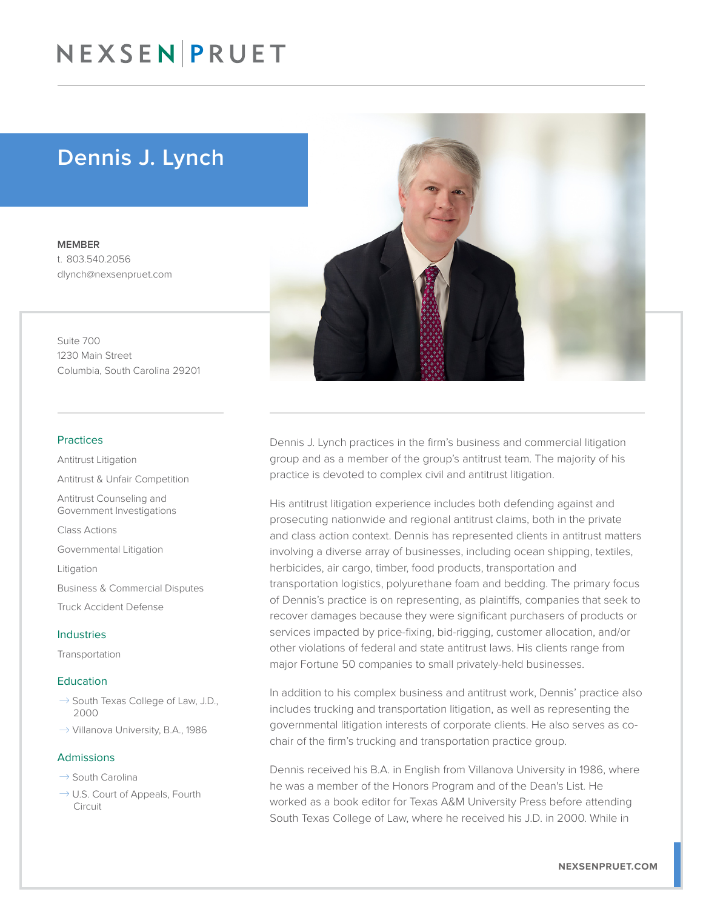# Dennis J. Lynch

**MEMBER**
t. 803.540.2056
dlynch@nexsenpruet.com

Suite 700
1230 Main Street
Columbia, South Carolina 29201

### Practices

Antitrust Litigation

Antitrust & Unfair Competition

Antitrust Counseling and Government Investigations

Class Actions

Governmental Litigation

Litigation

Business & Commercial Disputes

Truck Accident Defense

### Industries

Transportation

### Education

- South Texas College of Law, J.D., 2000
- Villanova University, B.A., 1986

### Admissions

- South Carolina
- U.S. Court of Appeals, Fourth Circuit

Dennis J. Lynch practices in the firm's business and commercial litigation group and as a member of the group's antitrust team. The majority of his practice is devoted to complex civil and antitrust litigation.

His antitrust litigation experience includes both defending against and prosecuting nationwide and regional antitrust claims, both in the private and class action context. Dennis has represented clients in antitrust matters involving a diverse array of businesses, including ocean shipping, textiles, herbicides, air cargo, timber, food products, transportation and transportation logistics, polyurethane foam and bedding. The primary focus of Dennis's practice is on representing, as plaintiffs, companies that seek to recover damages because they were significant purchasers of products or services impacted by price-fixing, bid-rigging, customer allocation, and/or other violations of federal and state antitrust laws. His clients range from major Fortune 50 companies to small privately-held businesses.

In addition to his complex business and antitrust work, Dennis' practice also includes trucking and transportation litigation, as well as representing the governmental litigation interests of corporate clients. He also serves as co-chair of the firm's trucking and transportation practice group.

Dennis received his B.A. in English from Villanova University in 1986, where he was a member of the Honors Program and of the Dean's List. He worked as a book editor for Texas A&M University Press before attending South Texas College of Law, where he received his J.D. in 2000. While in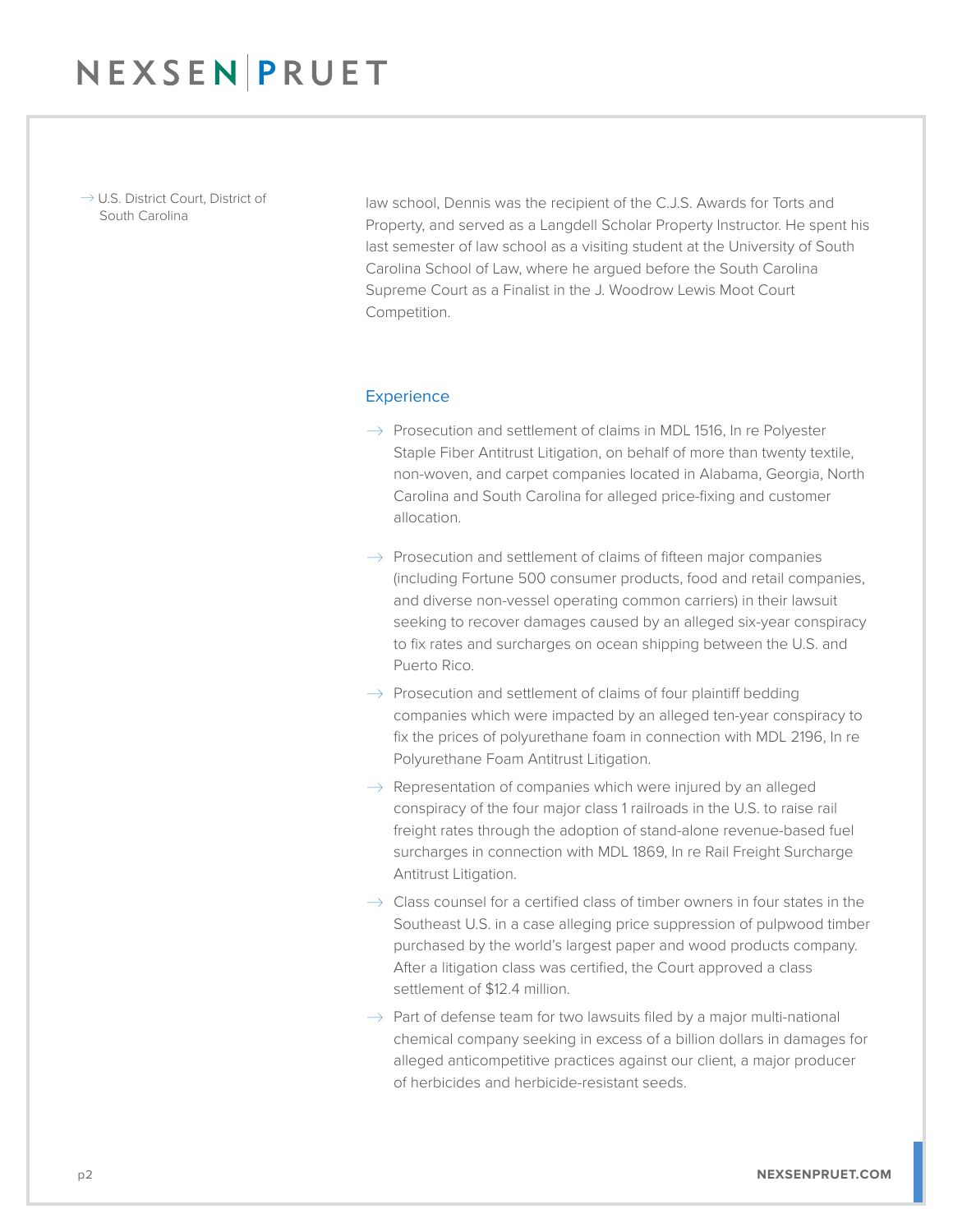- U.S. District Court, District of South Carolina

law school, Dennis was the recipient of the C.J.S. Awards for Torts and Property, and served as a Langdell Scholar Property Instructor. He spent his last semester of law school as a visiting student at the University of South Carolina School of Law, where he argued before the South Carolina Supreme Court as a Finalist in the J. Woodrow Lewis Moot Court Competition.

## Experience

- Prosecution and settlement of claims in MDL 1516, In re Polyester Staple Fiber Antitrust Litigation, on behalf of more than twenty textile, non-woven, and carpet companies located in Alabama, Georgia, North Carolina and South Carolina for alleged price-fixing and customer allocation.
- Prosecution and settlement of claims of fifteen major companies (including Fortune 500 consumer products, food and retail companies, and diverse non-vessel operating common carriers) in their lawsuit seeking to recover damages caused by an alleged six-year conspiracy to fix rates and surcharges on ocean shipping between the U.S. and Puerto Rico.
- Prosecution and settlement of claims of four plaintiff bedding companies which were impacted by an alleged ten-year conspiracy to fix the prices of polyurethane foam in connection with MDL 2196, In re Polyurethane Foam Antitrust Litigation.
- Representation of companies which were injured by an alleged conspiracy of the four major class 1 railroads in the U.S. to raise rail freight rates through the adoption of stand-alone revenue-based fuel surcharges in connection with MDL 1869, In re Rail Freight Surcharge Antitrust Litigation.
- Class counsel for a certified class of timber owners in four states in the Southeast U.S. in a case alleging price suppression of pulpwood timber purchased by the world's largest paper and wood products company. After a litigation class was certified, the Court approved a class settlement of $12.4 million.
- Part of defense team for two lawsuits filed by a major multi-national chemical company seeking in excess of a billion dollars in damages for alleged anticompetitive practices against our client, a major producer of herbicides and herbicide-resistant seeds.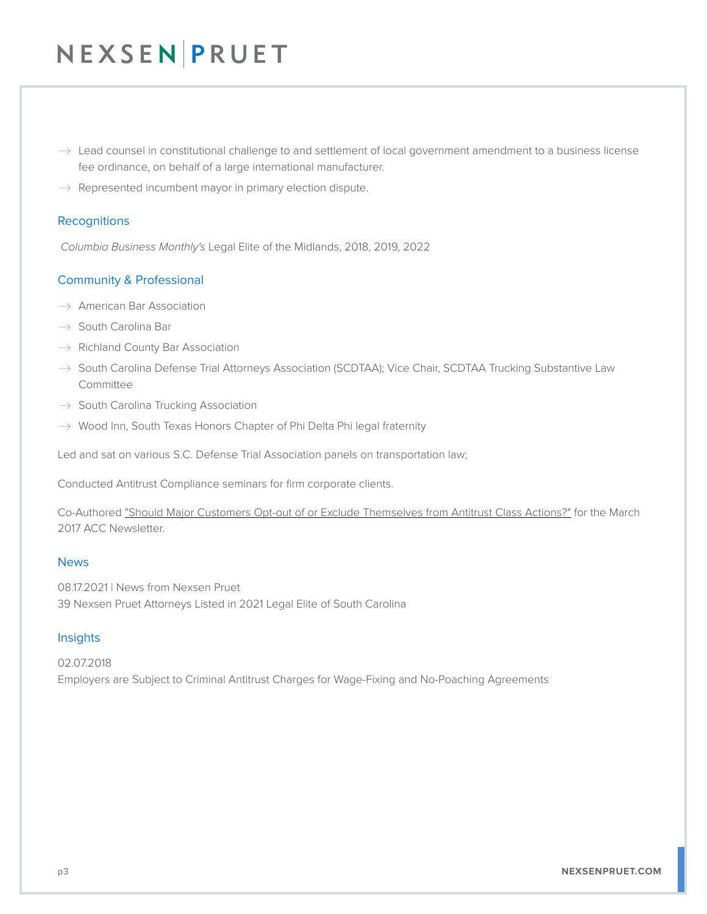- Lead counsel in constitutional challenge to and settlement of local government amendment to a business license fee ordinance, on behalf of a large international manufacturer.
- Represented incumbent mayor in primary election dispute.

## Recognitions

*Columbia Business Monthly's* Legal Elite of the Midlands, 2018, 2019, 2022

## Community & Professional

- American Bar Association
- South Carolina Bar
- Richland County Bar Association
- South Carolina Defense Trial Attorneys Association (SCDTAA); Vice Chair, SCDTAA Trucking Substantive Law Committee
- South Carolina Trucking Association
- Wood Inn, South Texas Honors Chapter of Phi Delta Phi legal fraternity

Led and sat on various S.C. Defense Trial Association panels on transportation law;

Conducted Antitrust Compliance seminars for firm corporate clients.

Co-Authored "Should Major Customers Opt-out of or Exclude Themselves from Antitrust Class Actions?" for the March 2017 ACC Newsletter.

## News

08.17.2021 | News from Nexsen Pruet
39 Nexsen Pruet Attorneys Listed in 2021 Legal Elite of South Carolina

## Insights

02.07.2018
Employers are Subject to Criminal Antitrust Charges for Wage-Fixing and No-Poaching Agreements